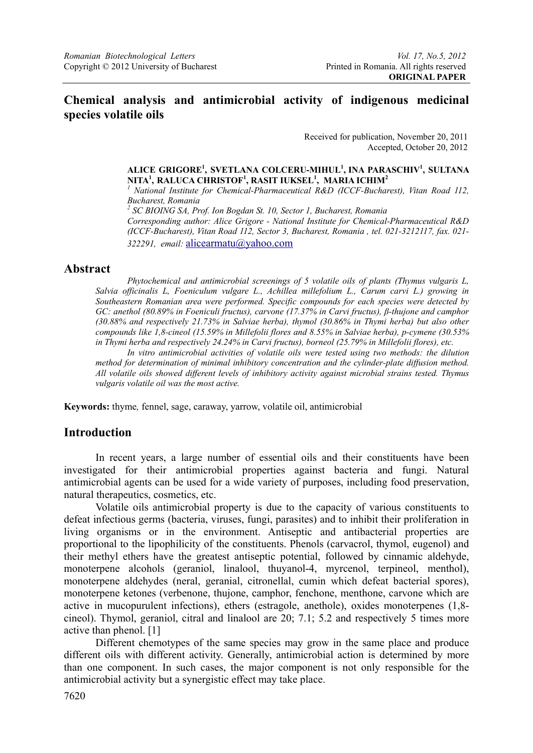# Chemical analysis and antimicrobial activity of indigenous medicinal species volatile oils

Received for publication, November 20, 2011
Accepted, October 20, 2012

**ALICE GRIGORE[1], SVETLANA COLCERU-MIHUL[1], INA PARASCHIV[1], SULTANA NITA[1], RALUCA CHRISTOF[1], RASIT IUKSEL[1], MARIA ICHIM[2]**

*[1] National Institute for Chemical-Pharmaceutical R&D (ICCF-Bucharest), Vitan Road 112, Bucharest, Romania*

*[2] SC BIOING SA, Prof. Ion Bogdan St. 10, Sector 1, Bucharest, Romania*

*Corresponding author: Alice Grigore - National Institute for Chemical-Pharmaceutical R&D (ICCF-Bucharest), Vitan Road 112, Sector 3, Bucharest, Romania , tel. 021-3212117, fax. 021-322291, email:* alicearmatu@yahoo.com

## Abstract

*Phytochemical and antimicrobial screenings of 5 volatile oils of plants (Thymus vulgaris L, Salvia officinalis L, Foeniculum vulgare L., Achillea millefolium L., Carum carvi L.) growing in Southeastern Romanian area were performed. Specific compounds for each species were detected by GC: anethol (80.89% in Foeniculi fructus), carvone (17.37% in Carvi fructus), β-thujone and camphor (30.88% and respectively 21.73% in Salviae herba), thymol (30.86% in Thymi herba) but also other compounds like 1,8-cineol (15.59% in Millefolii flores and 8.55% in Salviae herba), p-cymene (30.53% in Thymi herba and respectively 24.24% in Carvi fructus), borneol (25.79% in Millefolii flores), etc.*

*In vitro antimicrobial activities of volatile oils were tested using two methods: the dilution method for determination of minimal inhibitory concentration and the cylinder-plate diffusion method. All volatile oils showed different levels of inhibitory activity against microbial strains tested. Thymus vulgaris volatile oil was the most active.*

**Keywords:** thyme*,* fennel, sage, caraway, yarrow, volatile oil, antimicrobial

## Introduction

In recent years, a large number of essential oils and their constituents have been investigated for their antimicrobial properties against bacteria and fungi. Natural antimicrobial agents can be used for a wide variety of purposes, including food preservation, natural therapeutics, cosmetics, etc.

Volatile oils antimicrobial property is due to the capacity of various constituents to defeat infectious germs (bacteria, viruses, fungi, parasites) and to inhibit their proliferation in living organisms or in the environment. Antiseptic and antibacterial properties are proportional to the lipophilicity of the constituents. Phenols (carvacrol, thymol, eugenol) and their methyl ethers have the greatest antiseptic potential, followed by cinnamic aldehyde, monoterpene alcohols (geraniol, linalool, thuyanol-4, myrcenol, terpineol, menthol), monoterpene aldehydes (neral, geranial, citronellal, cumin which defeat bacterial spores), monoterpene ketones (verbenone, thujone, camphor, fenchone, menthone, carvone which are active in mucopurulent infections), ethers (estragole, anethole), oxides monoterpenes (1,8-cineol). Thymol, geraniol, citral and linalool are 20; 7.1; 5.2 and respectively 5 times more active than phenol. [1]

Different chemotypes of the same species may grow in the same place and produce different oils with different activity. Generally, antimicrobial action is determined by more than one component. In such cases, the major component is not only responsible for the antimicrobial activity but a synergistic effect may take place.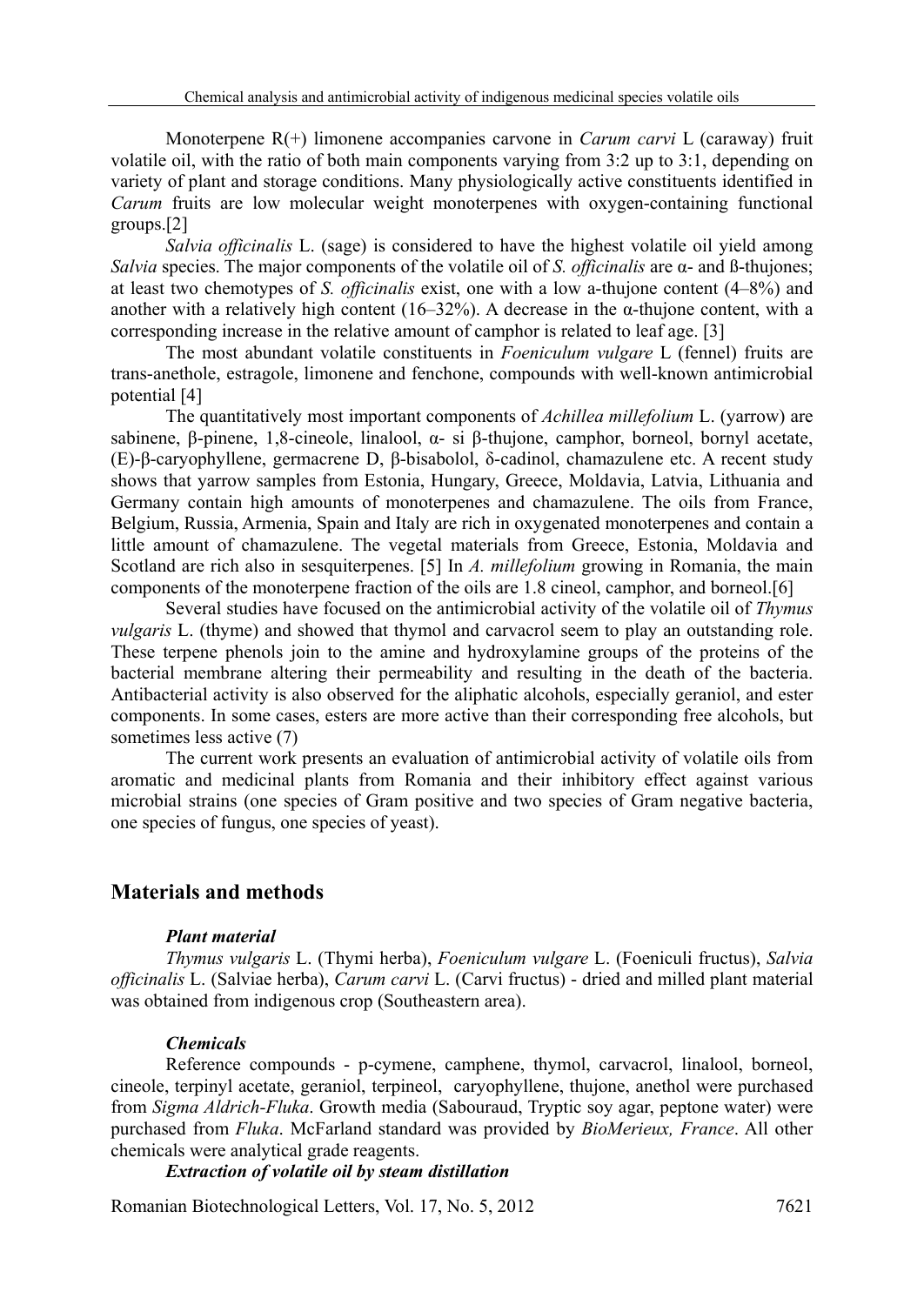Monoterpene R(+) limonene accompanies carvone in *Carum carvi* L (caraway) fruit volatile oil, with the ratio of both main components varying from 3:2 up to 3:1, depending on variety of plant and storage conditions. Many physiologically active constituents identified in *Carum* fruits are low molecular weight monoterpenes with oxygen-containing functional groups.[2]

*Salvia officinalis* L. (sage) is considered to have the highest volatile oil yield among *Salvia* species. The major components of the volatile oil of *S. officinalis* are α- and ß-thujones; at least two chemotypes of *S. officinalis* exist, one with a low a-thujone content (4–8%) and another with a relatively high content (16–32%). A decrease in the α-thujone content, with a corresponding increase in the relative amount of camphor is related to leaf age. [3]

The most abundant volatile constituents in *Foeniculum vulgare* L (fennel) fruits are trans-anethole, estragole, limonene and fenchone, compounds with well-known antimicrobial potential [4]

The quantitatively most important components of *Achillea millefolium* L. (yarrow) are sabinene, β-pinene, 1,8-cineole, linalool, α- si β-thujone, camphor, borneol, bornyl acetate, (E)-β-caryophyllene, germacrene D, β-bisabolol, δ-cadinol, chamazulene etc. A recent study shows that yarrow samples from Estonia, Hungary, Greece, Moldavia, Latvia, Lithuania and Germany contain high amounts of monoterpenes and chamazulene. The oils from France, Belgium, Russia, Armenia, Spain and Italy are rich in oxygenated monoterpenes and contain a little amount of chamazulene. The vegetal materials from Greece, Estonia, Moldavia and Scotland are rich also in sesquiterpenes. [5] In *A. millefolium* growing in Romania, the main components of the monoterpene fraction of the oils are 1.8 cineol, camphor, and borneol.[6]

Several studies have focused on the antimicrobial activity of the volatile oil of *Thymus vulgaris* L. (thyme) and showed that thymol and carvacrol seem to play an outstanding role. These terpene phenols join to the amine and hydroxylamine groups of the proteins of the bacterial membrane altering their permeability and resulting in the death of the bacteria. Antibacterial activity is also observed for the aliphatic alcohols, especially geraniol, and ester components. In some cases, esters are more active than their corresponding free alcohols, but sometimes less active (7)

The current work presents an evaluation of antimicrobial activity of volatile oils from aromatic and medicinal plants from Romania and their inhibitory effect against various microbial strains (one species of Gram positive and two species of Gram negative bacteria, one species of fungus, one species of yeast).

## Materials and methods

### *Plant material*

*Thymus vulgaris* L. (Thymi herba), *Foeniculum vulgare* L. (Foeniculi fructus), *Salvia officinalis* L. (Salviae herba), *Carum carvi* L. (Carvi fructus) - dried and milled plant material was obtained from indigenous crop (Southeastern area).

### *Chemicals*

Reference compounds - p-cymene, camphene, thymol, carvacrol, linalool, borneol, cineole, terpinyl acetate, geraniol, terpineol, caryophyllene, thujone, anethol were purchased from *Sigma Aldrich-Fluka*. Growth media (Sabouraud, Tryptic soy agar, peptone water) were purchased from *Fluka*. McFarland standard was provided by *BioMerieux, France*. All other chemicals were analytical grade reagents.

### *Extraction of volatile oil by steam distillation*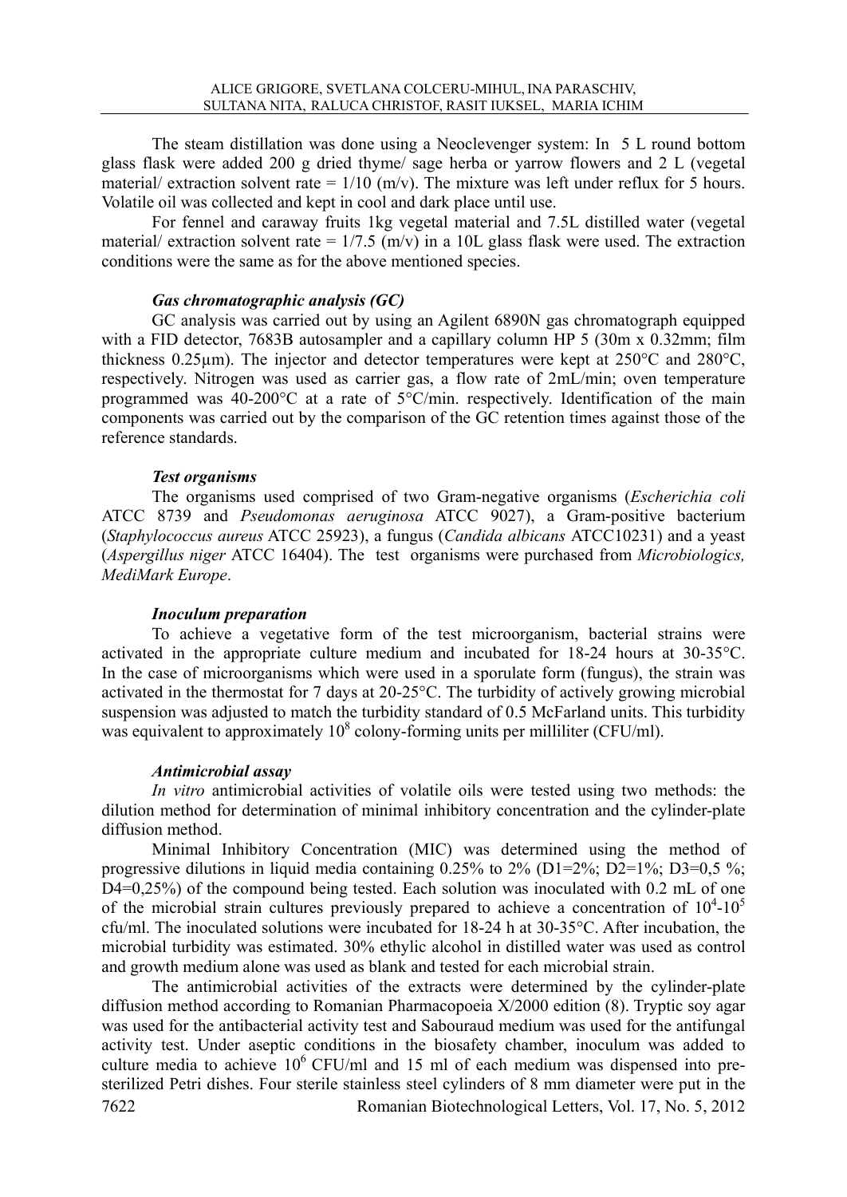The steam distillation was done using a Neoclevenger system: In 5 L round bottom glass flask were added 200 g dried thyme/ sage herba or yarrow flowers and 2 L (vegetal material/ extraction solvent rate = 1/10 (m/v). The mixture was left under reflux for 5 hours. Volatile oil was collected and kept in cool and dark place until use.

For fennel and caraway fruits 1kg vegetal material and 7.5L distilled water (vegetal material/ extraction solvent rate = 1/7.5 (m/v) in a 10L glass flask were used. The extraction conditions were the same as for the above mentioned species.

### *Gas chromatographic analysis (GC)*

GC analysis was carried out by using an Agilent 6890N gas chromatograph equipped with a FID detector, 7683B autosampler and a capillary column HP 5 (30m x 0.32mm; film thickness 0.25µm). The injector and detector temperatures were kept at 250°C and 280°C, respectively. Nitrogen was used as carrier gas, a flow rate of 2mL/min; oven temperature programmed was 40-200°C at a rate of 5°C/min. respectively. Identification of the main components was carried out by the comparison of the GC retention times against those of the reference standards.

### *Test organisms*

The organisms used comprised of two Gram-negative organisms (*Escherichia coli* ATCC 8739 and *Pseudomonas aeruginosa* ATCC 9027), a Gram-positive bacterium (*Staphylococcus aureus* ATCC 25923), a fungus (*Candida albicans* ATCC10231) and a yeast (*Aspergillus niger* ATCC 16404). The test organisms were purchased from *Microbiologics, MediMark Europe*.

### *Inoculum preparation*

To achieve a vegetative form of the test microorganism, bacterial strains were activated in the appropriate culture medium and incubated for 18-24 hours at 30-35°C. In the case of microorganisms which were used in a sporulate form (fungus), the strain was activated in the thermostat for 7 days at 20-25°C. The turbidity of actively growing microbial suspension was adjusted to match the turbidity standard of 0.5 McFarland units. This turbidity was equivalent to approximately $10^8$ colony-forming units per milliliter (CFU/ml).

### *Antimicrobial assay*

*In vitro* antimicrobial activities of volatile oils were tested using two methods: the dilution method for determination of minimal inhibitory concentration and the cylinder-plate diffusion method.

Minimal Inhibitory Concentration (MIC) was determined using the method of progressive dilutions in liquid media containing 0.25% to 2% (D1=2%; D2=1%; D3=0,5 %; D4=0,25%) of the compound being tested. Each solution was inoculated with 0.2 mL of one of the microbial strain cultures previously prepared to achieve a concentration of $10^4$-$10^5$ cfu/ml. The inoculated solutions were incubated for 18-24 h at 30-35°C. After incubation, the microbial turbidity was estimated. 30% ethylic alcohol in distilled water was used as control and growth medium alone was used as blank and tested for each microbial strain.

The antimicrobial activities of the extracts were determined by the cylinder-plate diffusion method according to Romanian Pharmacopoeia X/2000 edition (8). Tryptic soy agar was used for the antibacterial activity test and Sabouraud medium was used for the antifungal activity test. Under aseptic conditions in the biosafety chamber, inoculum was added to culture media to achieve $10^6$ CFU/ml and 15 ml of each medium was dispensed into pre-sterilized Petri dishes. Four sterile stainless steel cylinders of 8 mm diameter were put in the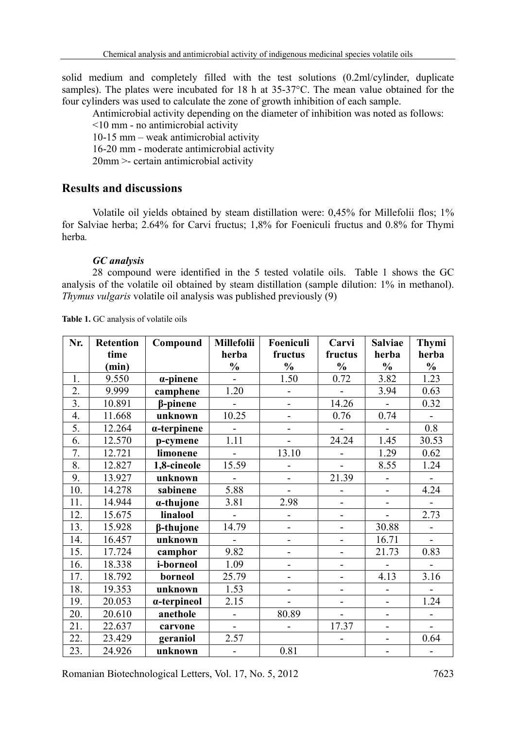solid medium and completely filled with the test solutions (0.2ml/cylinder, duplicate samples). The plates were incubated for 18 h at 35-37°C. The mean value obtained for the four cylinders was used to calculate the zone of growth inhibition of each sample.

Antimicrobial activity depending on the diameter of inhibition was noted as follows:

<10 mm - no antimicrobial activity

10-15 mm – weak antimicrobial activity

16-20 mm - moderate antimicrobial activity

20mm >- certain antimicrobial activity

## Results and discussions

Volatile oil yields obtained by steam distillation were: 0,45% for Millefolii flos; 1% for Salviae herba; 2.64% for Carvi fructus; 1,8% for Foeniculi fructus and 0.8% for Thymi herba.

### *GC analysis*

28 compound were identified in the 5 tested volatile oils. Table 1 shows the GC analysis of the volatile oil obtained by steam distillation (sample dilution: 1% in methanol). *Thymus vulgaris* volatile oil analysis was published previously (9)

**Table 1.** GC analysis of volatile oils

| Nr. | Retention time (min) | Compound | Millefolii herba % | Foeniculi fructus % | Carvi fructus % | Salviae herba % | Thymi herba % |
|---|---|---|---|---|---|---|---|
| 1. | 9.550 | **α-pinene** | - | 1.50 | 0.72 | 3.82 | 1.23 |
| 2. | 9.999 | **camphene** | 1.20 | - | - | 3.94 | 0.63 |
| 3. | 10.891 | **β-pinene** | - | - | 14.26 | - | 0.32 |
| 4. | 11.668 | **unknown** | 10.25 | - | 0.76 | 0.74 | - |
| 5. | 12.264 | **α-terpinene** | - | - | - | - | 0.8 |
| 6. | 12.570 | **p-cymene** | 1.11 | - | 24.24 | 1.45 | 30.53 |
| 7. | 12.721 | **limonene** | - | 13.10 | - | 1.29 | 0.62 |
| 8. | 12.827 | **1,8-cineole** | 15.59 | - | - | 8.55 | 1.24 |
| 9. | 13.927 | **unknown** | - | - | 21.39 | - | - |
| 10. | 14.278 | **sabinene** | 5.88 | - | - | - | 4.24 |
| 11. | 14.944 | **α-thujone** | 3.81 | 2.98 | - | - | - |
| 12. | 15.675 | **linalool** | - | - | - | - | 2.73 |
| 13. | 15.928 | **β-thujone** | 14.79 | - | - | 30.88 | - |
| 14. | 16.457 | **unknown** | - | - | - | 16.71 | - |
| 15. | 17.724 | **camphor** | 9.82 | - | - | 21.73 | 0.83 |
| 16. | 18.338 | **i-borneol** | 1.09 | - | - | - | - |
| 17. | 18.792 | **borneol** | 25.79 | - | - | 4.13 | 3.16 |
| 18. | 19.353 | **unknown** | 1.53 | - | - | - | - |
| 19. | 20.053 | **α-terpineol** | 2.15 | - | - | - | 1.24 |
| 20. | 20.610 | **anethole** | - | 80.89 | - | - | - |
| 21. | 22.637 | **carvone** | - | - | 17.37 | - | - |
| 22. | 23.429 | **geraniol** | 2.57 | | - | - | 0.64 |
| 23. | 24.926 | **unknown** | - | 0.81 | | - | - |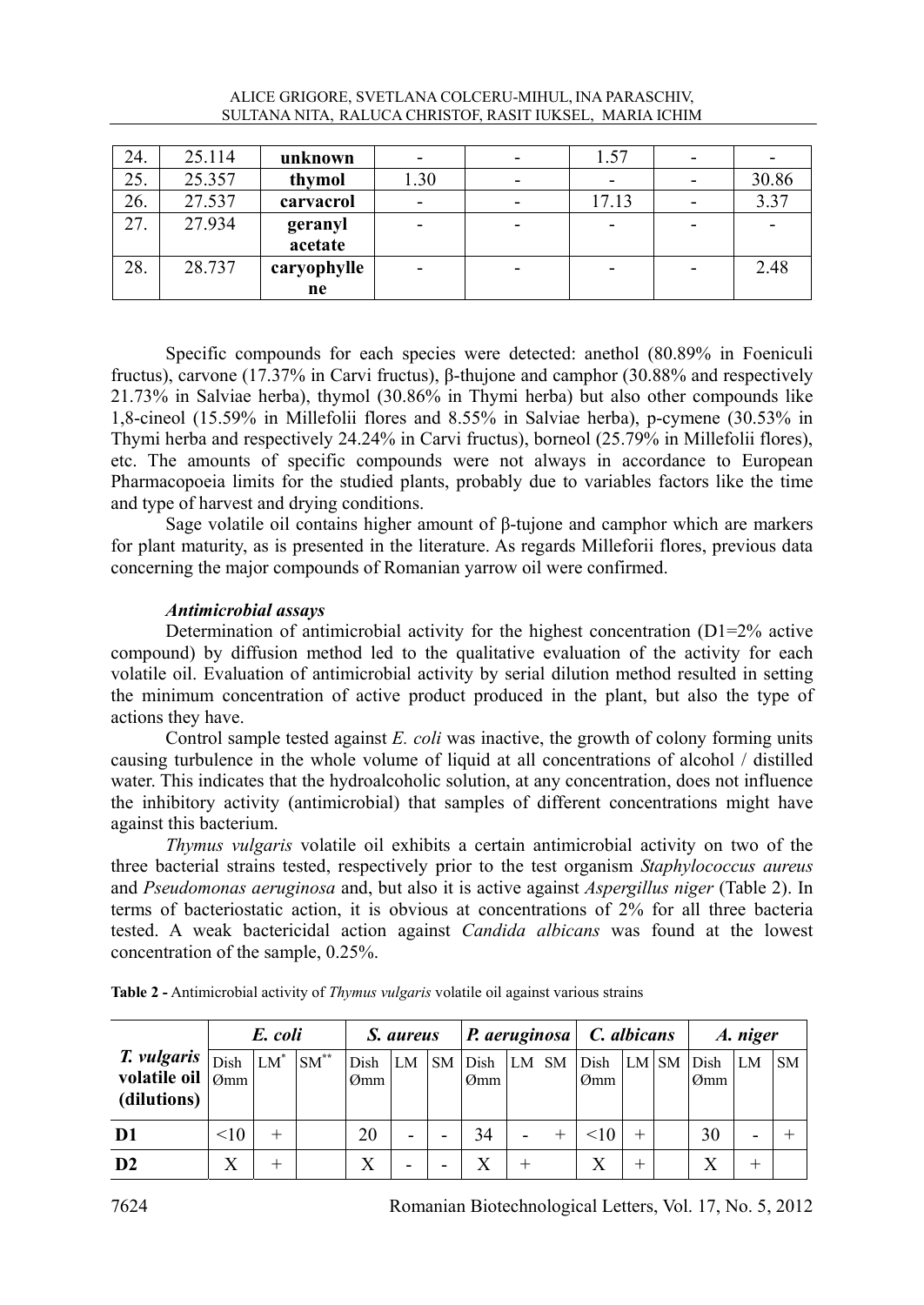| 24. | 25.114 | **unknown** | - | - | 1.57 | - | - |
|---|---|---|---|---|---|---|---|
| 25. | 25.357 | **thymol** | 1.30 | - | - | - | 30.86 |
| 26. | 27.537 | **carvacrol** | - | - | 17.13 | - | 3.37 |
| 27. | 27.934 | **geranyl acetate** | - | - | - | - | - |
| 28. | 28.737 | **caryophyllene** | - | - | - | - | 2.48 |

Specific compounds for each species were detected: anethol (80.89% in Foeniculi fructus), carvone (17.37% in Carvi fructus), β-tujone and camphor (30.88% and respectively 21.73% in Salviae herba), thymol (30.86% in Thymi herba) but also other compounds like 1,8-cineol (15.59% in Millefolii flores and 8.55% in Salviae herba), p-cymene (30.53% in Thymi herba and respectively 24.24% in Carvi fructus), borneol (25.79% in Millefolii flores), etc. The amounts of specific compounds were not always in accordance to European Pharmacopoeia limits for the studied plants, probably due to variables factors like the time and type of harvest and drying conditions.

Sage volatile oil contains higher amount of β-tujone and camphor which are markers for plant maturity, as is presented in the literature. As regards Milleforii flores, previous data concerning the major compounds of Romanian yarrow oil were confirmed.

### *Antimicrobial assays*

Determination of antimicrobial activity for the highest concentration (D1=2% active compound) by diffusion method led to the qualitative evaluation of the activity for each volatile oil. Evaluation of antimicrobial activity by serial dilution method resulted in setting the minimum concentration of active product produced in the plant, but also the type of actions they have.

Control sample tested against *E. coli* was inactive, the growth of colony forming units causing turbulence in the whole volume of liquid at all concentrations of alcohol / distilled water. This indicates that the hydroalcoholic solution, at any concentration, does not influence the inhibitory activity (antimicrobial) that samples of different concentrations might have against this bacterium.

*Thymus vulgaris* volatile oil exhibits a certain antimicrobial activity on two of the three bacterial strains tested, respectively prior to the test organism *Staphylococcus aureus* and *Pseudomonas aeruginosa* and, but also it is active against *Aspergillus niger* (Table 2). In terms of bacteriostatic action, it is obvious at concentrations of 2% for all three bacteria tested. A weak bactericidal action against *Candida albicans* was found at the lowest concentration of the sample, 0.25%.

**Table 2 -** Antimicrobial activity of *Thymus vulgaris* volatile oil against various strains

| *T. vulgaris* volatile oil (dilutions) | *E. coli* | | | *S. aureus* | | | *P. aeruginosa* | | | *C. albicans* | | | *A. niger* | | |
|---|---|---|---|---|---|---|---|---|---|---|---|---|---|---|---|
| | Dish Ømm | LM* | SM** | Dish Ømm | LM | SM | Dish Ømm | LM | SM | Dish Ømm | LM | SM | Dish Ømm | LM | SM |
| **D1** | <10 | + | | 20 | - | - | 34 | - | + | <10 | + | | 30 | - | + |
| **D2** | X | + | | X | - | - | X | + | | X | + | | X | + | |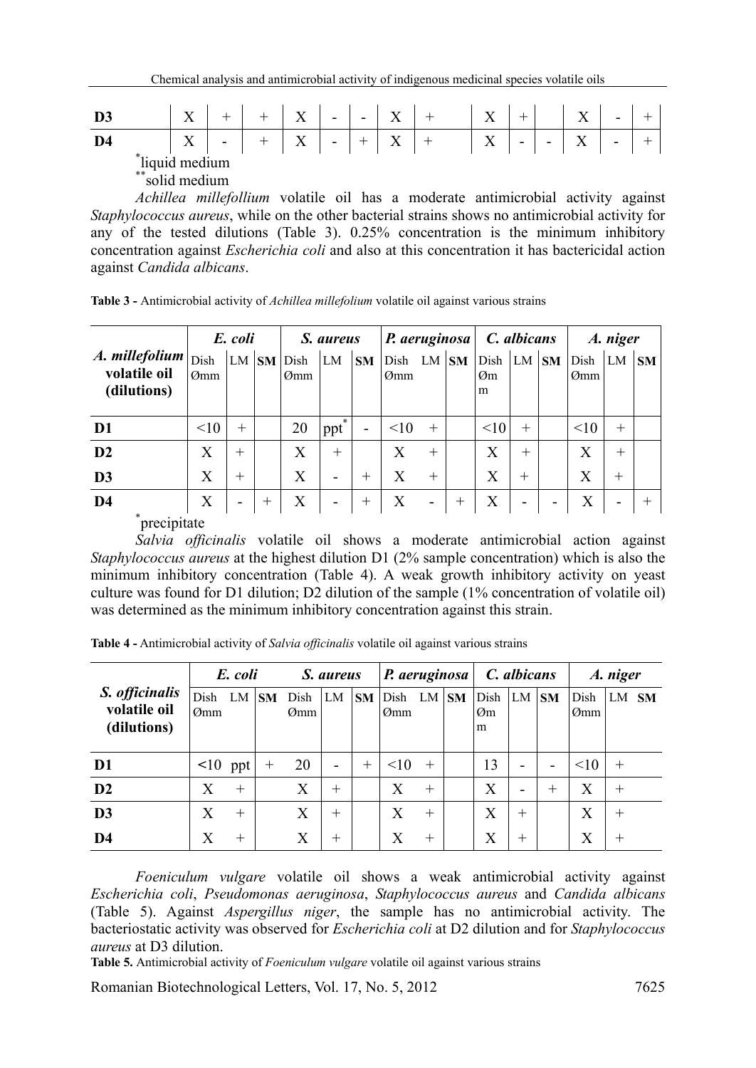| | | | | | | | | | | | | | | | |
|---|---|---|---|---|---|---|---|---|---|---|---|---|---|---|---|
| **D3** | X | + | + | X | - | - | X | + | | X | + | | X | - | + |
| **D4** | X | - | + | X | - | + | X | + | | X | - | - | X | - | + |

*liquid medium

**solid medium

*Achillea millefollium* volatile oil has a moderate antimicrobial activity against *Staphylococcus aureus*, while on the other bacterial strains shows no antimicrobial activity for any of the tested dilutions (Table 3). 0.25% concentration is the minimum inhibitory concentration against *Escherichia coli* and also at this concentration it has bactericidal action against *Candida albicans*.

**Table 3 -** Antimicrobial activity of *Achillea millefolium* volatile oil against various strains

| **A. millefolium volatile oil (dilutions)** | ***E. coli*** | | | ***S. aureus*** | | | ***P. aeruginosa*** | | | ***C. albicans*** | | | ***A. niger*** | | |
|---|---|---|---|---|---|---|---|---|---|---|---|---|---|---|---|
| | Dish Ømm | LM | **SM** | Dish Ømm | LM | **SM** | Dish Ømm | LM | **SM** | Dish Ømm | LM | **SM** | Dish Ømm | LM | **SM** |
| **D1** | <10 | + | | 20 | ppt* | - | <10 | + | | <10 | + | | <10 | + | |
| **D2** | X | + | | X | + | | X | + | | X | + | | X | + | |
| **D3** | X | + | | X | - | + | X | + | | X | + | | X | + | |
| **D4** | X | - | + | X | - | + | X | - | + | X | - | - | X | - | + |

*precipitate

*Salvia officinalis* volatile oil shows a moderate antimicrobial action against *Staphylococcus aureus* at the highest dilution D1 (2% sample concentration) which is also the minimum inhibitory concentration (Table 4). A weak growth inhibitory activity on yeast culture was found for D1 dilution; D2 dilution of the sample (1% concentration of volatile oil) was determined as the minimum inhibitory concentration against this strain.

**Table 4 -** Antimicrobial activity of *Salvia officinalis* volatile oil against various strains

| **S. officinalis volatile oil (dilutions)** | ***E. coli*** | | | ***S. aureus*** | | | ***P. aeruginosa*** | | | ***C. albicans*** | | | ***A. niger*** | | |
|---|---|---|---|---|---|---|---|---|---|---|---|---|---|---|---|
| | Dish Ømm | LM | **SM** | Dish Ømm | LM | **SM** | Dish Ømm | LM | **SM** | Dish Ømm | LM | **SM** | Dish Ømm | LM | **SM** |
| **D1** | <10 | ppt | + | 20 | - | + | <10 | + | | 13 | - | - | <10 | + | |
| **D2** | X | + | | X | + | | X | + | | X | - | + | X | + | |
| **D3** | X | + | | X | + | | X | + | | X | + | | X | + | |
| **D4** | X | + | | X | + | | X | + | | X | + | | X | + | |

*Foeniculum vulgare* volatile oil shows a weak antimicrobial activity against *Escherichia coli*, *Pseudomonas aeruginosa*, *Staphylococcus aureus* and *Candida albicans* (Table 5). Against *Aspergillus niger*, the sample has no antimicrobial activity. The bacteriostatic activity was observed for *Escherichia coli* at D2 dilution and for *Staphylococcus aureus* at D3 dilution.

**Table 5.** Antimicrobial activity of *Foeniculum vulgare* volatile oil against various strains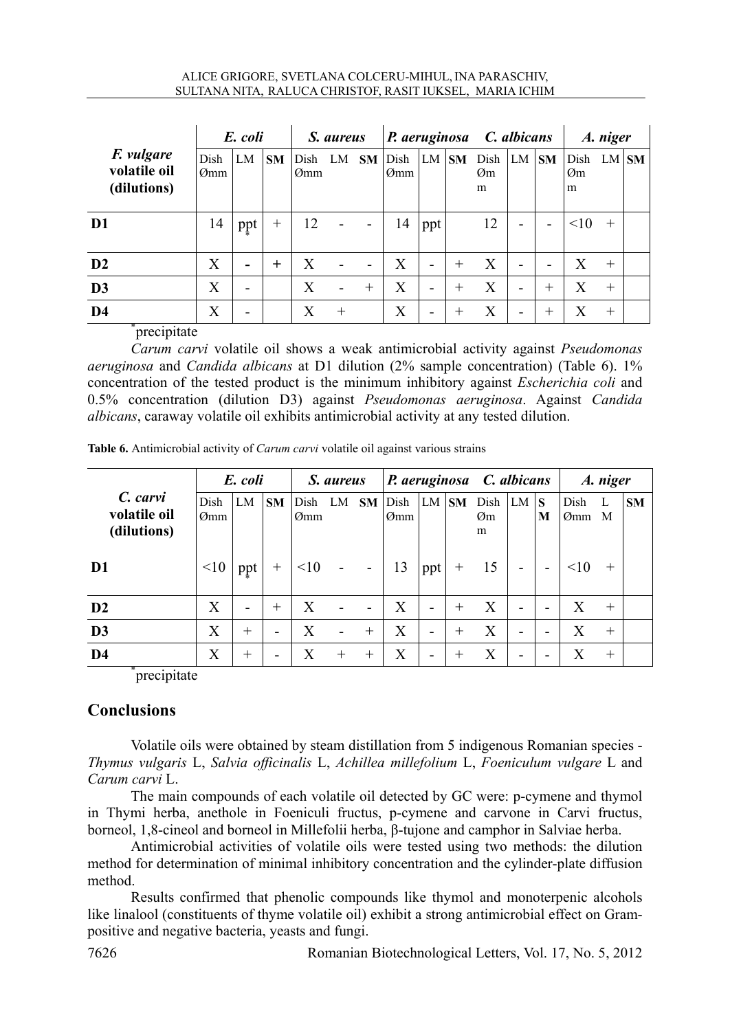| *F. vulgare* volatile oil (dilutions) | *E. coli* | | | *S. aureus* | | | *P. aeruginosa* | | | *C. albicans* | | | *A. niger* | | |
|---|---|---|---|---|---|---|---|---|---|---|---|---|---|---|---|
| | Dish Ømm | LM | **SM** | Dish Ømm | LM | **SM** | Dish Ømm | LM | **SM** | Dish Ømm | LM | **SM** | Dish Ømm | LM | **SM** |
| **D1** | 14 | ppt* | + | 12 | - | - | 14 | ppt | | 12 | - | - | <10 | + | |
| **D2** | X | - | + | X | - | - | X | - | + | X | - | - | X | + | |
| **D3** | X | - | | X | - | + | X | - | + | X | - | + | X | + | |
| **D4** | X | - | | X | + | | X | - | + | X | - | + | X | + | |

*precipitate

*Carum carvi* volatile oil shows a weak antimicrobial activity against *Pseudomonas aeruginosa* and *Candida albicans* at D1 dilution (2% sample concentration) (Table 6). 1% concentration of the tested product is the minimum inhibitory against *Escherichia coli* and 0.5% concentration (dilution D3) against *Pseudomonas aeruginosa*. Against *Candida albicans*, caraway volatile oil exhibits antimicrobial activity at any tested dilution.

**Table 6.** Antimicrobial activity of *Carum carvi* volatile oil against various strains

| *C. carvi* volatile oil (dilutions) | *E. coli* | | | *S. aureus* | | | *P. aeruginosa* | | | *C. albicans* | | | *A. niger* | | |
|---|---|---|---|---|---|---|---|---|---|---|---|---|---|---|---|
| | Dish Ømm | LM | **SM** | Dish Ømm | LM | **SM** | Dish Ømm | LM | **SM** | Dish Ømm | LM | **SM** | Dish Ømm | LM | **SM** |
| **D1** | <10 | ppt* | + | <10 | - | - | 13 | ppt | + | 15 | - | - | <10 | + | |
| **D2** | X | - | + | X | - | - | X | - | + | X | - | - | X | + | |
| **D3** | X | + | - | X | - | + | X | - | + | X | - | - | X | + | |
| **D4** | X | + | - | X | + | + | X | - | + | X | - | - | X | + | |

*precipitate

## Conclusions

Volatile oils were obtained by steam distillation from 5 indigenous Romanian species - *Thymus vulgaris* L, *Salvia officinalis* L, *Achillea millefolium* L, *Foeniculum vulgare* L and *Carum carvi* L.

The main compounds of each volatile oil detected by GC were: p-cymene and thymol in Thymi herba, anethole in Foeniculi fructus, p-cymene and carvone in Carvi fructus, borneol, 1,8-cineol and borneol in Millefolii herba, β-tujone and camphor in Salviae herba.

Antimicrobial activities of volatile oils were tested using two methods: the dilution method for determination of minimal inhibitory concentration and the cylinder-plate diffusion method.

Results confirmed that phenolic compounds like thymol and monoterpenic alcohols like linalool (constituents of thyme volatile oil) exhibit a strong antimicrobial effect on Gram-positive and negative bacteria, yeasts and fungi.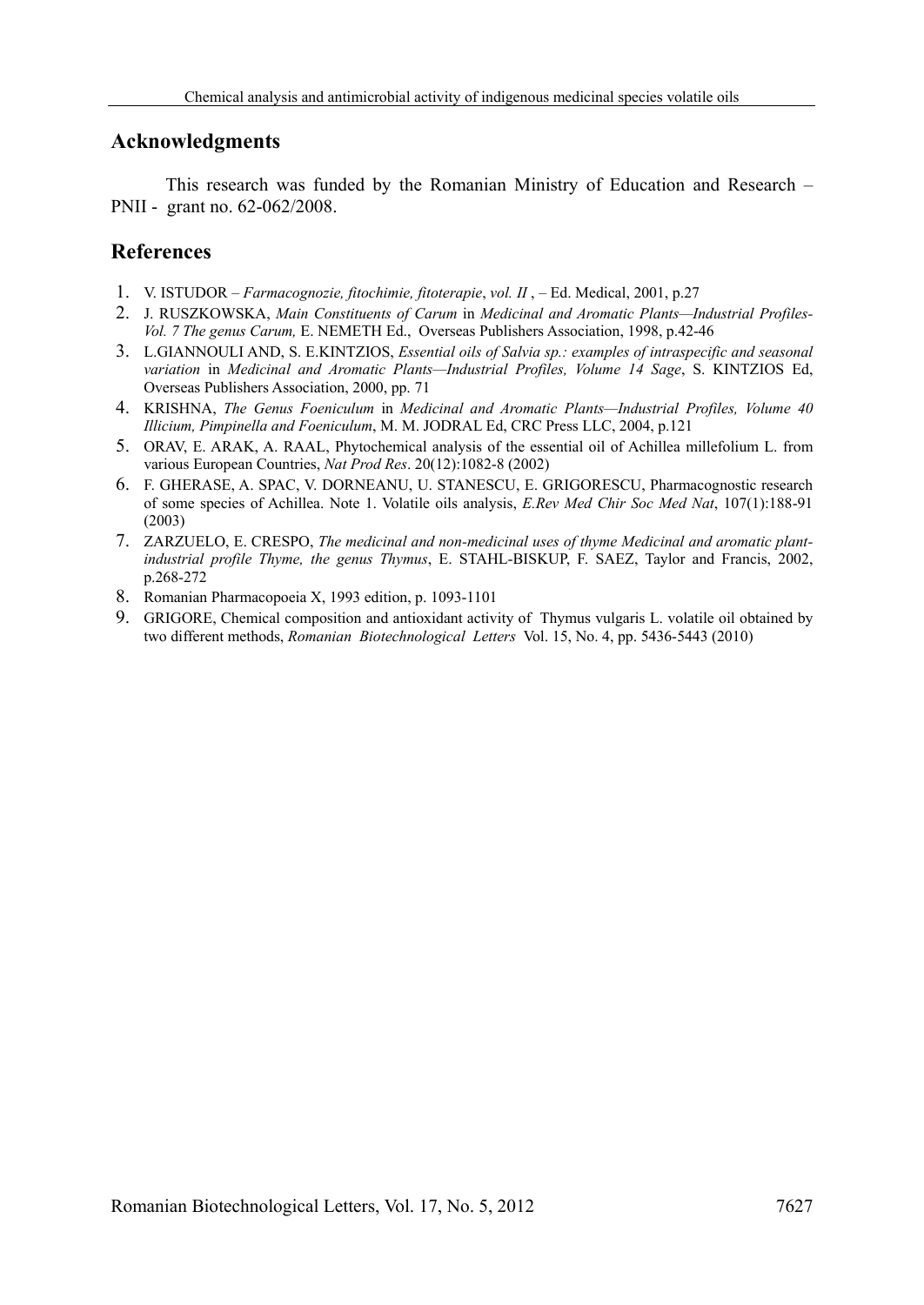## Acknowledgments

This research was funded by the Romanian Ministry of Education and Research – PNII - grant no. 62-062/2008.

## References

1. V. ISTUDOR – *Farmacognozie, fitochimie, fitoterapie*, *vol. II* , – Ed. Medical, 2001, p.27
2. J. RUSZKOWSKA, *Main Constituents of Carum* in *Medicinal and Aromatic Plants—Industrial Profiles-Vol. 7 The genus Carum,* E. NEMETH Ed., Overseas Publishers Association, 1998, p.42-46
3. L.GIANNOULI AND, S. E.KINTZIOS, *Essential oils of Salvia sp.: examples of intraspecific and seasonal variation* in *Medicinal and Aromatic Plants—Industrial Profiles, Volume 14 Sage*, S. KINTZIOS Ed, Overseas Publishers Association, 2000, pp. 71
4. KRISHNA, *The Genus Foeniculum* in *Medicinal and Aromatic Plants—Industrial Profiles, Volume 40 Illicium, Pimpinella and Foeniculum*, M. M. JODRAL Ed, CRC Press LLC, 2004, p.121
5. ORAV, E. ARAK, A. RAAL, Phytochemical analysis of the essential oil of Achillea millefolium L. from various European Countries, *Nat Prod Res*. 20(12):1082-8 (2002)
6. F. GHERASE, A. SPAC, V. DORNEANU, U. STANESCU, E. GRIGORESCU, Pharmacognostic research of some species of Achillea. Note 1. Volatile oils analysis, *E.Rev Med Chir Soc Med Nat*, 107(1):188-91 (2003)
7. ZARZUELO, E. CRESPO, *The medicinal and non-medicinal uses of thyme Medicinal and aromatic plant-industrial profile Thyme, the genus Thymus*, E. STAHL-BISKUP, F. SAEZ, Taylor and Francis, 2002, p.268-272
8. Romanian Pharmacopoeia X, 1993 edition, p. 1093-1101
9. GRIGORE, Chemical composition and antioxidant activity of Thymus vulgaris L. volatile oil obtained by two different methods, *Romanian Biotechnological Letters* Vol. 15, No. 4, pp. 5436-5443 (2010)